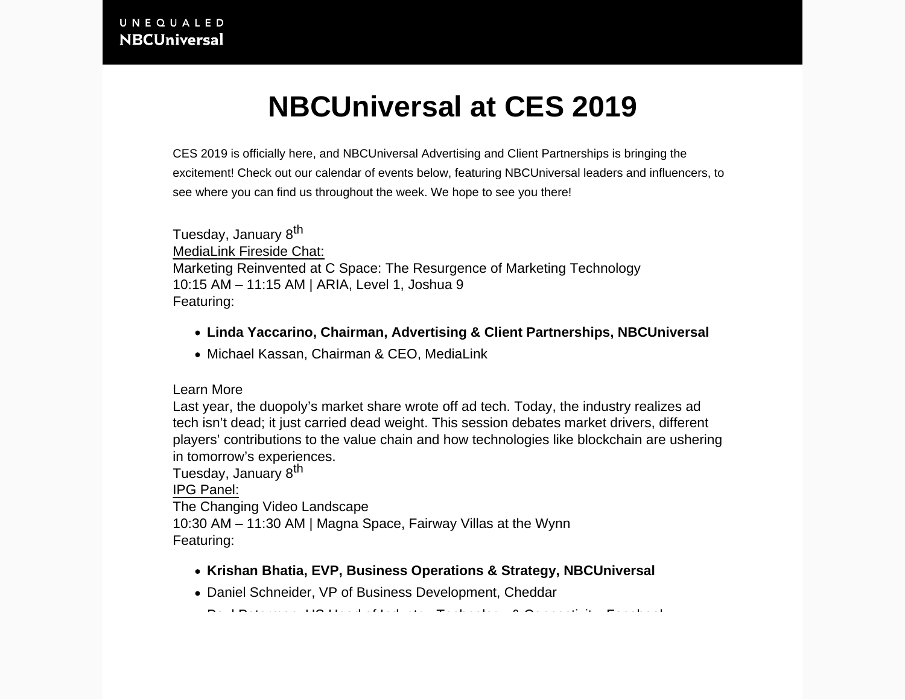UNEQUALED
NBCUniversal

# NBCUniversal at CES 2019

CES 2019 is officially here, and NBCUniversal Advertising and Client Partnerships is bringing the excitement! Check out our calendar of events below, featuring NBCUniversal leaders and influencers, to see where you can find us throughout the week. We hope to see you there!

Tuesday, January 8th
MediaLink Fireside Chat:
Marketing Reinvented at C Space: The Resurgence of Marketing Technology
10:15 AM – 11:15 AM | ARIA, Level 1, Joshua 9
Featuring:

- **Linda Yaccarino, Chairman, Advertising & Client Partnerships, NBCUniversal**
- Michael Kassan, Chairman & CEO, MediaLink

Learn More
Last year, the duopoly's market share wrote off ad tech. Today, the industry realizes ad tech isn't dead; it just carried dead weight. This session debates market drivers, different players' contributions to the value chain and how technologies like blockchain are ushering in tomorrow's experiences.
Tuesday, January 8th
IPG Panel:
The Changing Video Landscape
10:30 AM – 11:30 AM | Magna Space, Fairway Villas at the Wynn
Featuring:

- **Krishan Bhatia, EVP, Business Operations & Strategy, NBCUniversal**
- Daniel Schneider, VP of Business Development, Cheddar
- Paul Peterman, US Head of Industry, Technology & Connectivity, Facebook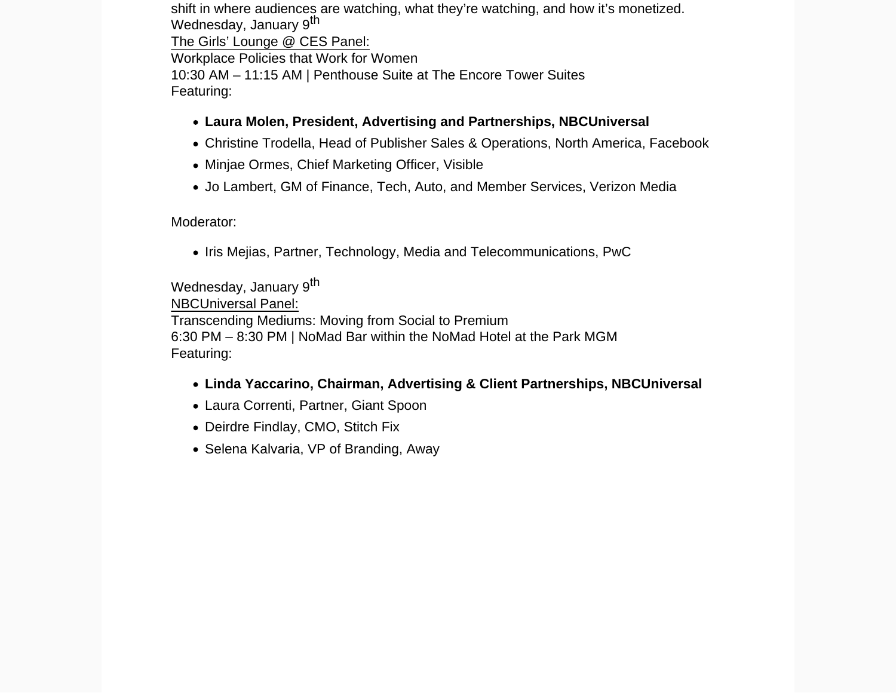shift in where audiences are watching, what they're watching, and how it's monetized.
Wednesday, January 9th
The Girls' Lounge @ CES Panel:
Workplace Policies that Work for Women
10:30 AM – 11:15 AM | Penthouse Suite at The Encore Tower Suites
Featuring:

- **Laura Molen, President, Advertising and Partnerships, NBCUniversal**
- Christine Trodella, Head of Publisher Sales & Operations, North America, Facebook
- Minjae Ormes, Chief Marketing Officer, Visible
- Jo Lambert, GM of Finance, Tech, Auto, and Member Services, Verizon Media

Moderator:

- Iris Mejias, Partner, Technology, Media and Telecommunications, PwC

Wednesday, January 9th
NBCUniversal Panel:
Transcending Mediums: Moving from Social to Premium
6:30 PM – 8:30 PM | NoMad Bar within the NoMad Hotel at the Park MGM
Featuring:

- **Linda Yaccarino, Chairman, Advertising & Client Partnerships, NBCUniversal**
- Laura Correnti, Partner, Giant Spoon
- Deirdre Findlay, CMO, Stitch Fix
- Selena Kalvaria, VP of Branding, Away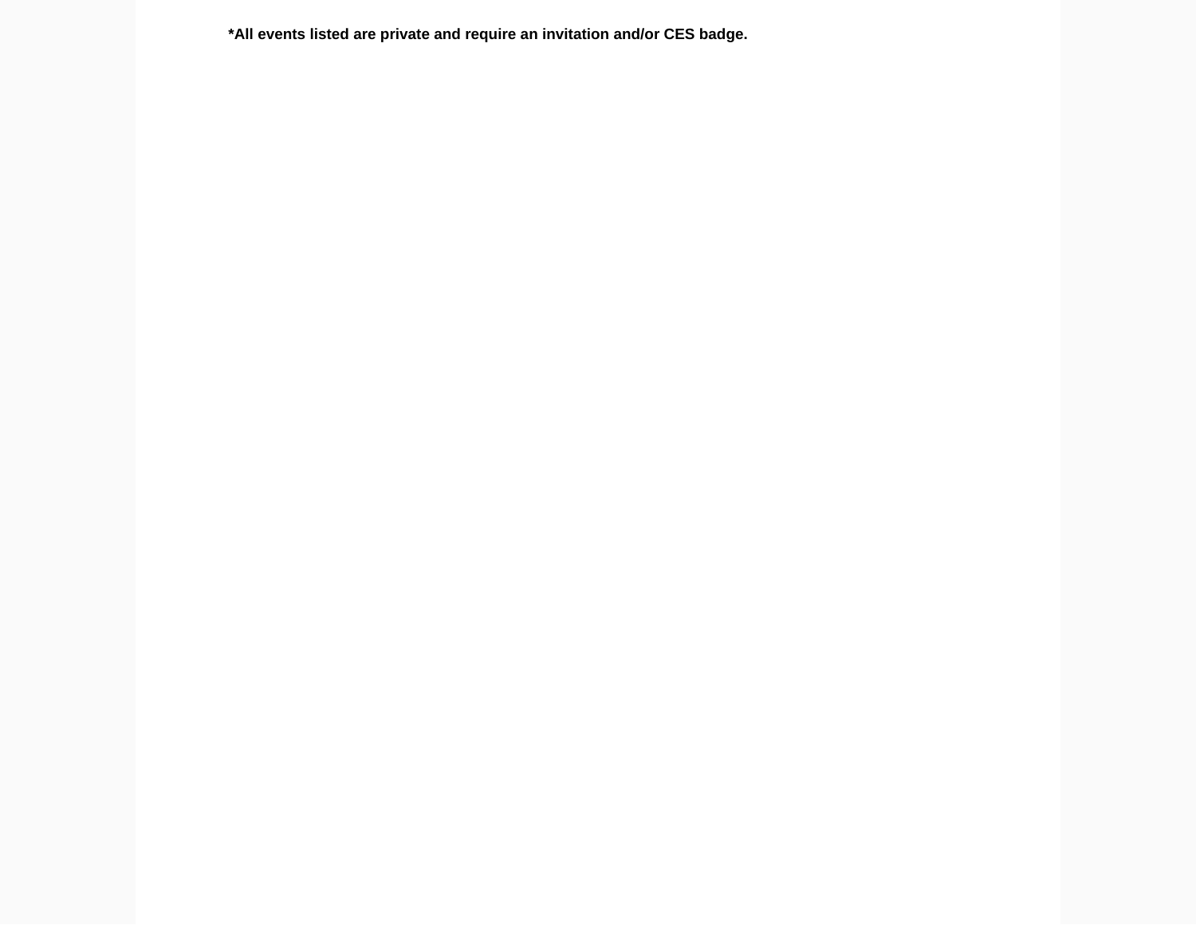**\*All events listed are private and require an invitation and/or CES badge.**